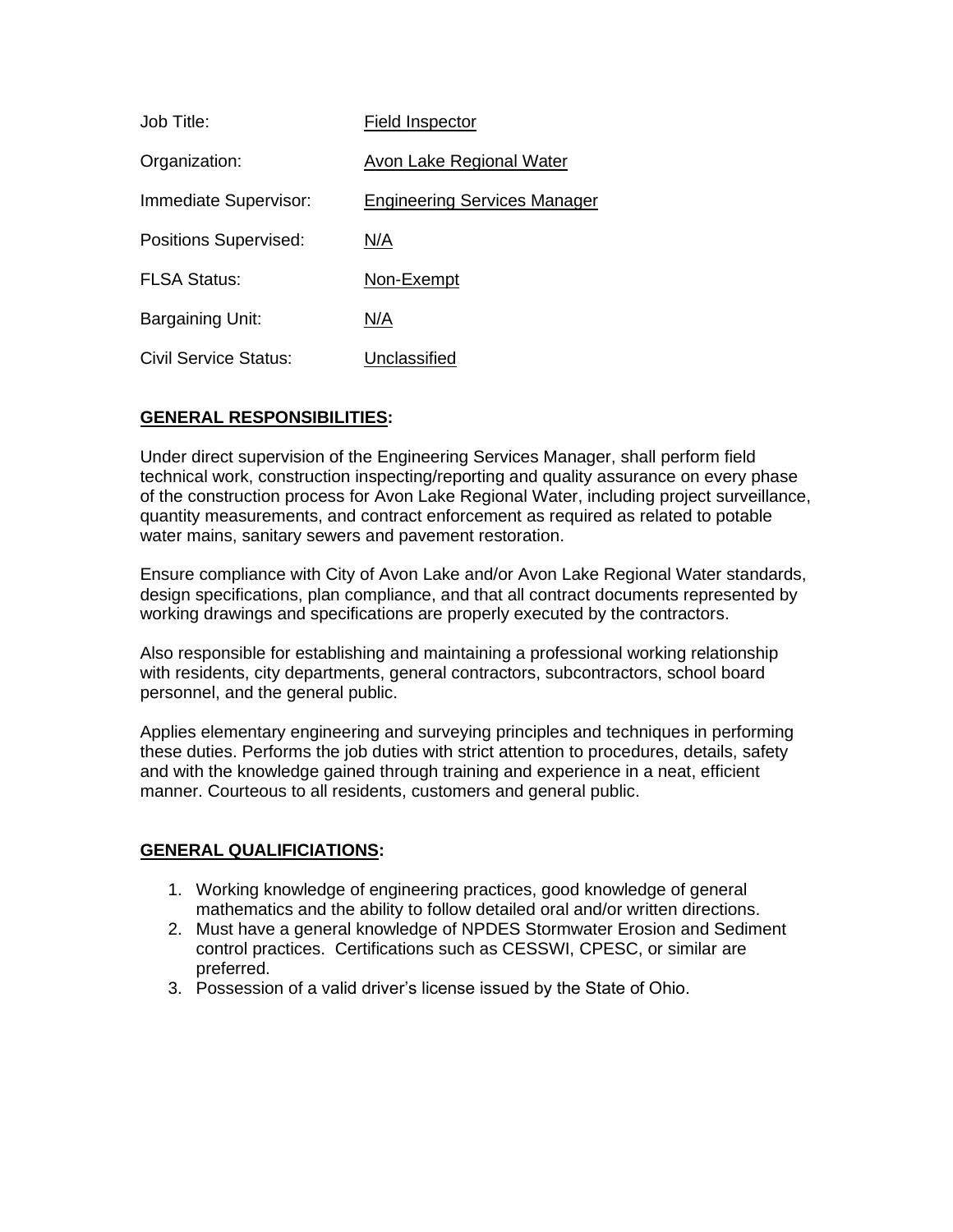| | |
|---|---|
| Job Title: | Field Inspector |
| Organization: | Avon Lake Regional Water |
| Immediate Supervisor: | Engineering Services Manager |
| Positions Supervised: | N/A |
| FLSA Status: | Non-Exempt |
| Bargaining Unit: | N/A |
| Civil Service Status: | Unclassified |

## GENERAL RESPONSIBILITIES:

Under direct supervision of the Engineering Services Manager, shall perform field technical work, construction inspecting/reporting and quality assurance on every phase of the construction process for Avon Lake Regional Water, including project surveillance, quantity measurements, and contract enforcement as required as related to potable water mains, sanitary sewers and pavement restoration.

Ensure compliance with City of Avon Lake and/or Avon Lake Regional Water standards, design specifications, plan compliance, and that all contract documents represented by working drawings and specifications are properly executed by the contractors.

Also responsible for establishing and maintaining a professional working relationship with residents, city departments, general contractors, subcontractors, school board personnel, and the general public.

Applies elementary engineering and surveying principles and techniques in performing these duties. Performs the job duties with strict attention to procedures, details, safety and with the knowledge gained through training and experience in a neat, efficient manner. Courteous to all residents, customers and general public.

## GENERAL QUALIFICIATIONS:

1. Working knowledge of engineering practices, good knowledge of general mathematics and the ability to follow detailed oral and/or written directions.
2. Must have a general knowledge of NPDES Stormwater Erosion and Sediment control practices. Certifications such as CESSWI, CPESC, or similar are preferred.
3. Possession of a valid driver's license issued by the State of Ohio.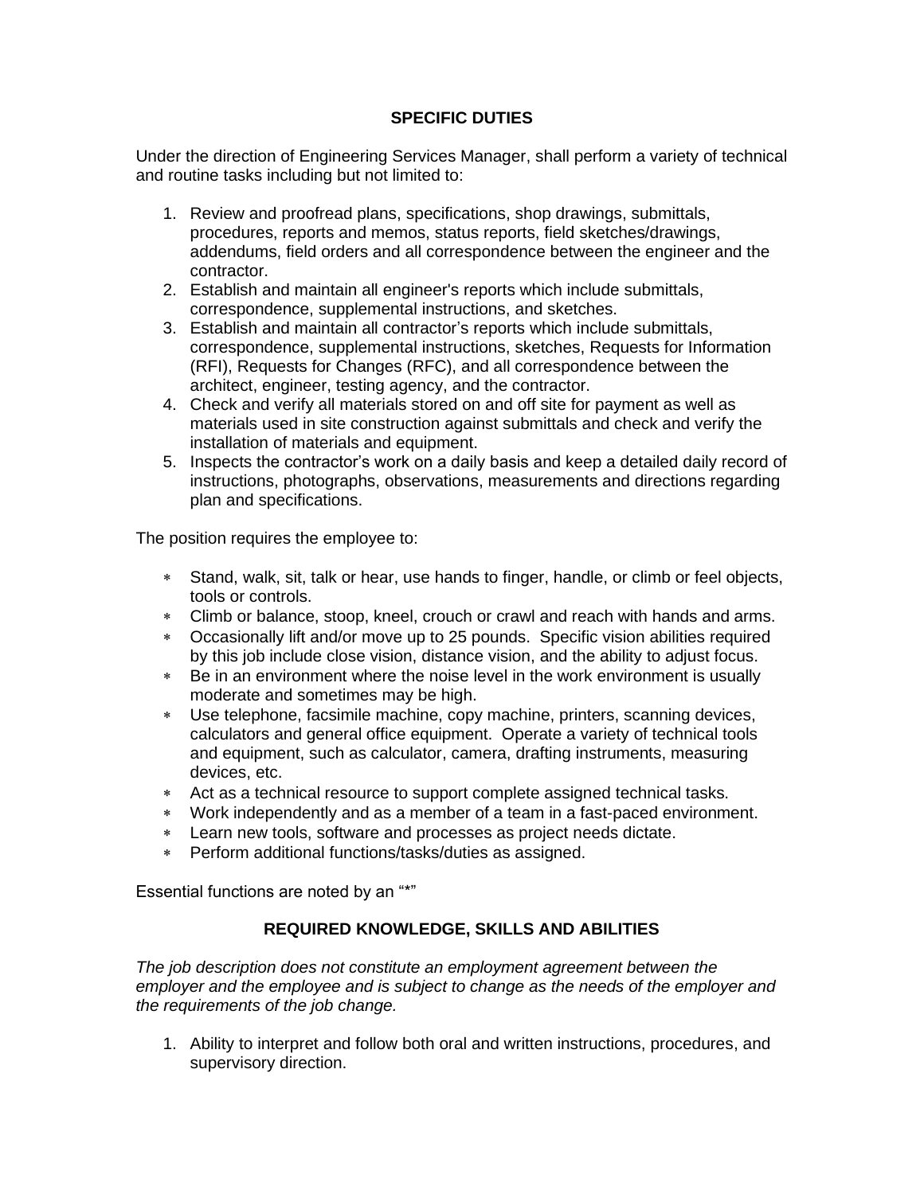## SPECIFIC DUTIES

Under the direction of Engineering Services Manager, shall perform a variety of technical and routine tasks including but not limited to:

1. Review and proofread plans, specifications, shop drawings, submittals, procedures, reports and memos, status reports, field sketches/drawings, addendums, field orders and all correspondence between the engineer and the contractor.
2. Establish and maintain all engineer's reports which include submittals, correspondence, supplemental instructions, and sketches.
3. Establish and maintain all contractor's reports which include submittals, correspondence, supplemental instructions, sketches, Requests for Information (RFI), Requests for Changes (RFC), and all correspondence between the architect, engineer, testing agency, and the contractor.
4. Check and verify all materials stored on and off site for payment as well as materials used in site construction against submittals and check and verify the installation of materials and equipment.
5. Inspects the contractor's work on a daily basis and keep a detailed daily record of instructions, photographs, observations, measurements and directions regarding plan and specifications.

The position requires the employee to:

* Stand, walk, sit, talk or hear, use hands to finger, handle, or climb or feel objects, tools or controls.
* Climb or balance, stoop, kneel, crouch or crawl and reach with hands and arms.
* Occasionally lift and/or move up to 25 pounds. Specific vision abilities required by this job include close vision, distance vision, and the ability to adjust focus.
* Be in an environment where the noise level in the work environment is usually moderate and sometimes may be high.
* Use telephone, facsimile machine, copy machine, printers, scanning devices, calculators and general office equipment. Operate a variety of technical tools and equipment, such as calculator, camera, drafting instruments, measuring devices, etc.
* Act as a technical resource to support complete assigned technical tasks.
* Work independently and as a member of a team in a fast-paced environment.
* Learn new tools, software and processes as project needs dictate.
* Perform additional functions/tasks/duties as assigned.

Essential functions are noted by an "*"

## REQUIRED KNOWLEDGE, SKILLS AND ABILITIES

*The job description does not constitute an employment agreement between the employer and the employee and is subject to change as the needs of the employer and the requirements of the job change.*

1. Ability to interpret and follow both oral and written instructions, procedures, and supervisory direction.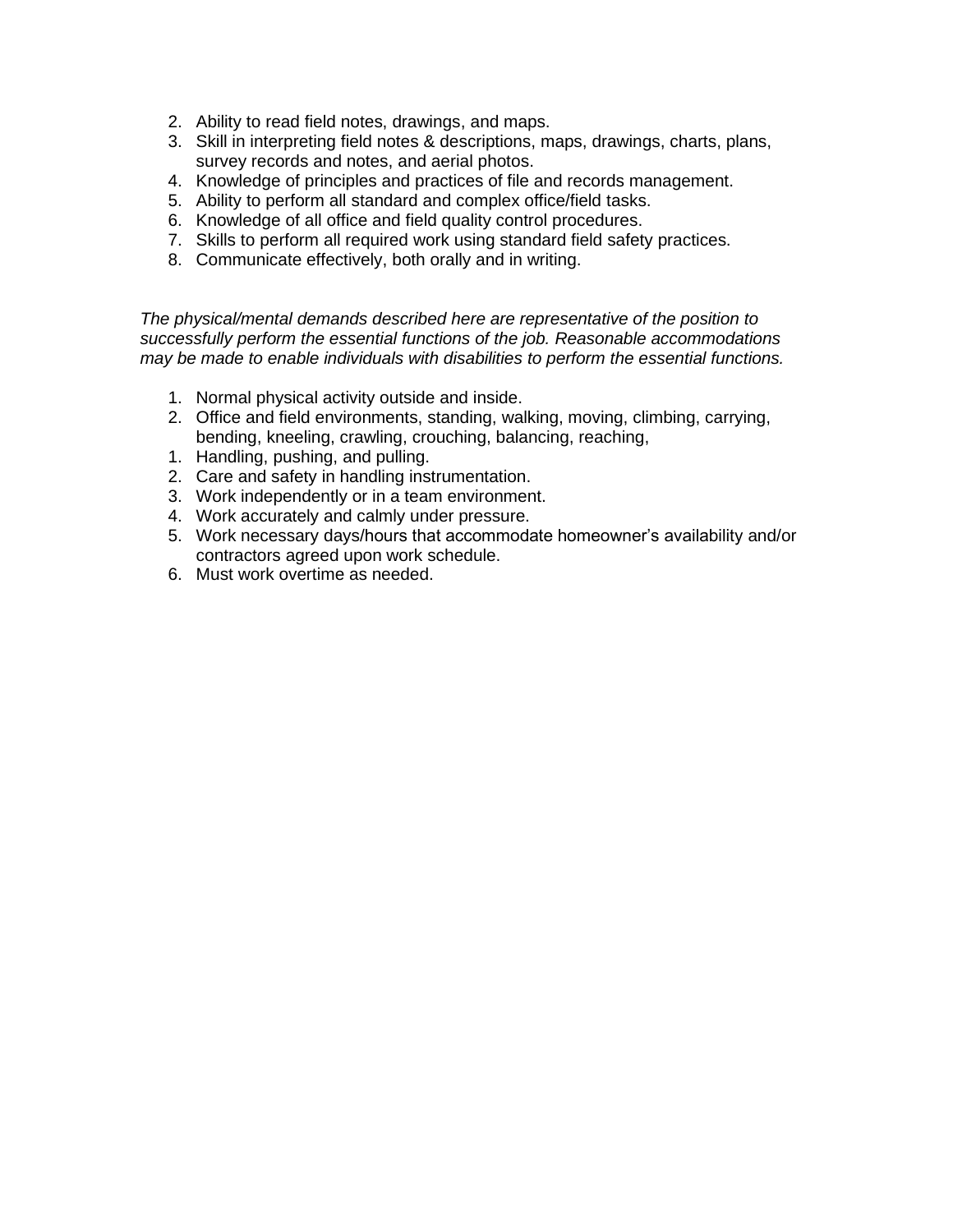2. Ability to read field notes, drawings, and maps.
3. Skill in interpreting field notes & descriptions, maps, drawings, charts, plans, survey records and notes, and aerial photos.
4. Knowledge of principles and practices of file and records management.
5. Ability to perform all standard and complex office/field tasks.
6. Knowledge of all office and field quality control procedures.
7. Skills to perform all required work using standard field safety practices.
8. Communicate effectively, both orally and in writing.

*The physical/mental demands described here are representative of the position to successfully perform the essential functions of the job. Reasonable accommodations may be made to enable individuals with disabilities to perform the essential functions.*

1. Normal physical activity outside and inside.
2. Office and field environments, standing, walking, moving, climbing, carrying, bending, kneeling, crawling, crouching, balancing, reaching,
1. Handling, pushing, and pulling.
2. Care and safety in handling instrumentation.
3. Work independently or in a team environment.
4. Work accurately and calmly under pressure.
5. Work necessary days/hours that accommodate homeowner's availability and/or contractors agreed upon work schedule.
6. Must work overtime as needed.